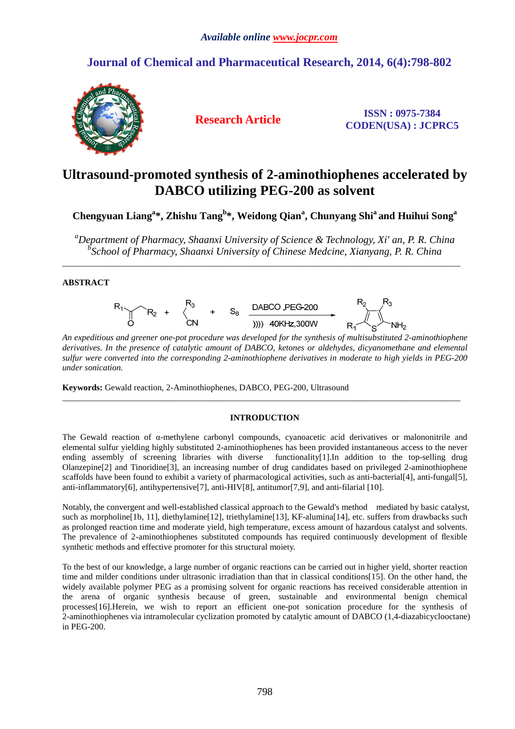# Ultrasound-promoted synthesis of 2-aminothiophenes accelerated by DABCO utilizing PEG-200 as solvent

**Chengyuan Liang[a]\*, Zhishu Tang[b]\*, Weidong Qian[a], Chunyang Shi[a] and Huihui Song[a]**

*[a]Department of Pharmacy, Shaanxi University of Science & Technology, Xi' an, P. R. China*
*[b]School of Pharmacy, Shaanxi University of Chinese Medcine, Xianyang, P. R. China*

---

## ABSTRACT

*An expeditious and greener one-pot procedure was developed for the synthesis of multisubstituted 2-aminothiophene derivatives. In the presence of catalytic amount of DABCO, ketones or aldehydes, dicyanomethane and elemental sulfur were converted into the corresponding 2-aminothiophene derivatives in moderate to high yields in PEG-200 under sonication.*

**Keywords:** Gewald reaction, 2-Aminothiophenes, DABCO, PEG-200, Ultrasound

---

## INTRODUCTION

The Gewald reaction of α-methylene carbonyl compounds, cyanoacetic acid derivatives or malononitrile and elemental sulfur yielding highly substituted 2-aminothiophenes has been provided instantaneous access to the never ending assembly of screening libraries with diverse functionality[1].In addition to the top-selling drug Olanzepine[2] and Tinoridine[3], an increasing number of drug candidates based on privileged 2-aminothiophene scaffolds have been found to exhibit a variety of pharmacological activities, such as anti-bacterial[4], anti-fungal[5], anti-inflammatory[6], antihypertensive[7], anti-HIV[8], antitumor[7,9], and anti-filarial [10].

Notably, the convergent and well-established classical approach to the Gewald's method mediated by basic catalyst, such as morpholine[1b, 11], diethylamine[12], triethylamine[13], KF-alumina[14], etc. suffers from drawbacks such as prolonged reaction time and moderate yield, high temperature, excess amount of hazardous catalyst and solvents. The prevalence of 2-aminothiophenes substituted compounds has required continuously development of flexible synthetic methods and effective promoter for this structural moiety.

To the best of our knowledge, a large number of organic reactions can be carried out in higher yield, shorter reaction time and milder conditions under ultrasonic irradiation than that in classical conditions[15]. On the other hand, the widely available polymer PEG as a promising solvent for organic reactions has received considerable attention in the arena of organic synthesis because of green, sustainable and environmental benign chemical processes[16].Herein, we wish to report an efficient one-pot sonication procedure for the synthesis of 2-aminothiophenes via intramolecular cyclization promoted by catalytic amount of DABCO (1,4-diazabicyclooctane) in PEG-200.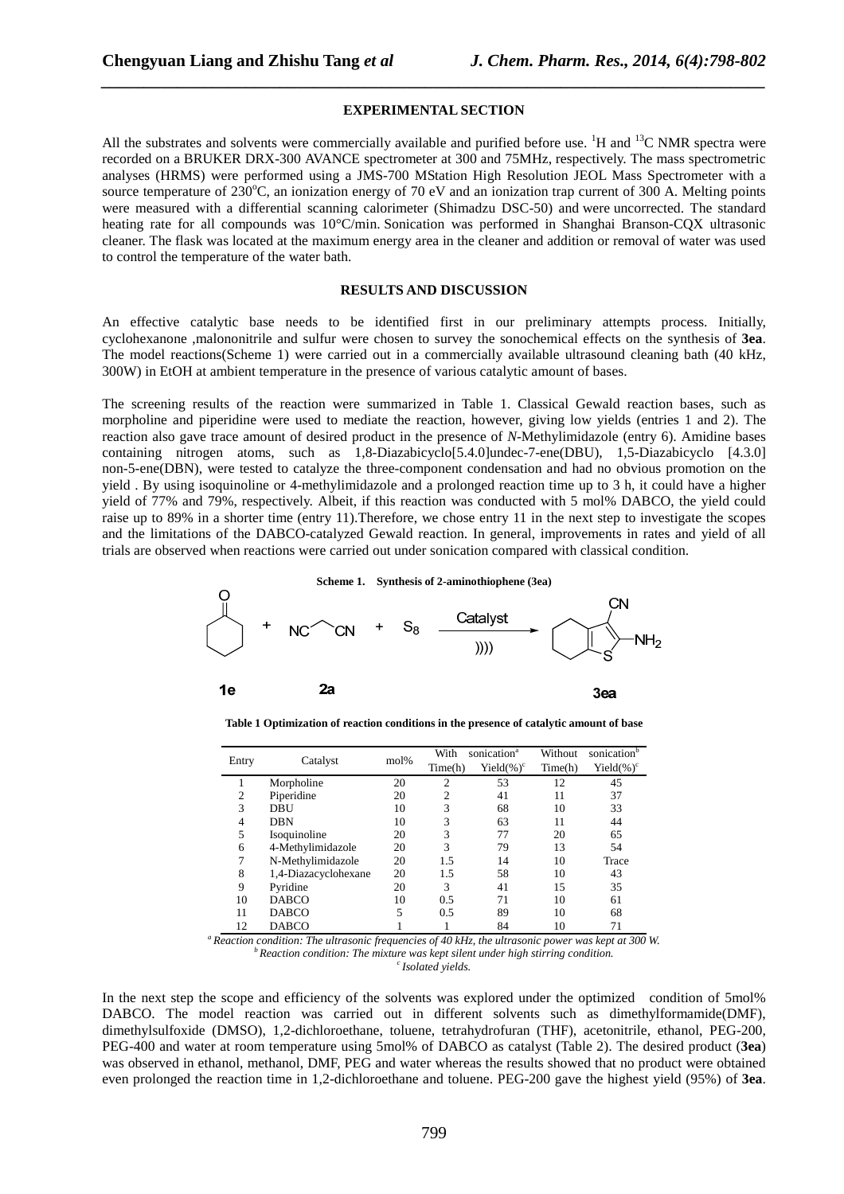## EXPERIMENTAL SECTION

All the substrates and solvents were commercially available and purified before use. $^1H$ and $^{13}C$ NMR spectra were recorded on a BRUKER DRX-300 AVANCE spectrometer at 300 and 75MHz, respectively. The mass spectrometric analyses (HRMS) were performed using a JMS-700 MStation High Resolution JEOL Mass Spectrometer with a source temperature of 230°C, an ionization energy of 70 eV and an ionization trap current of 300 A. Melting points were measured with a differential scanning calorimeter (Shimadzu DSC-50) and were uncorrected. The standard heating rate for all compounds was 10°C/min. Sonication was performed in Shanghai Branson-CQX ultrasonic cleaner. The flask was located at the maximum energy area in the cleaner and addition or removal of water was used to control the temperature of the water bath.

## RESULTS AND DISCUSSION

An effective catalytic base needs to be identified first in our preliminary attempts process. Initially, cyclohexanone ,malononitrile and sulfur were chosen to survey the sonochemical effects on the synthesis of **3ea**. The model reactions(Scheme 1) were carried out in a commercially available ultrasound cleaning bath (40 kHz, 300W) in EtOH at ambient temperature in the presence of various catalytic amount of bases.

The screening results of the reaction were summarized in Table 1. Classical Gewald reaction bases, such as morpholine and piperidine were used to mediate the reaction, however, giving low yields (entries 1 and 2). The reaction also gave trace amount of desired product in the presence of *N*-Methylimidazole (entry 6). Amidine bases containing nitrogen atoms, such as 1,8-Diazabicyclo[5.4.0]undec-7-ene(DBU), 1,5-Diazabicyclo [4.3.0] non-5-ene(DBN), were tested to catalyze the three-component condensation and had no obvious promotion on the yield . By using isoquinoline or 4-methylimidazole and a prolonged reaction time up to 3 h, it could have a higher yield of 77% and 79%, respectively. Albeit, if this reaction was conducted with 5 mol% DABCO, the yield could raise up to 89% in a shorter time (entry 11).Therefore, we chose entry 11 in the next step to investigate the scopes and the limitations of the DABCO-catalyzed Gewald reaction. In general, improvements in rates and yield of all trials are observed when reactions were carried out under sonication compared with classical condition.

**Scheme 1. Synthesis of 2-aminothiophene (3ea)**

Cyclohexanone (**1e**) + NC–CH$_2$–CN (**2a**) + $S_8$ $\xrightarrow[))))]{\text{Catalyst}}$ 2-amino-4,5,6,7-tetrahydrobenzo[b]thiophene-3-carbonitrile (**3ea**)

**Table 1 Optimization of reaction conditions in the presence of catalytic amount of base**

| Entry | Catalyst | mol% | With sonication[a] Time(h) | With sonication[a] Yield(%)[c] | Without sonication[b] Time(h) | Without sonication[b] Yield(%)[c] |
|---|---|---|---|---|---|---|
| 1 | Morpholine | 20 | 2 | 53 | 12 | 45 |
| 2 | Piperidine | 20 | 2 | 41 | 11 | 37 |
| 3 | DBU | 10 | 3 | 68 | 10 | 33 |
| 4 | DBN | 10 | 3 | 63 | 11 | 44 |
| 5 | Isoquinoline | 20 | 3 | 77 | 20 | 65 |
| 6 | 4-Methylimidazole | 20 | 3 | 79 | 13 | 54 |
| 7 | N-Methylimidazole | 20 | 1.5 | 14 | 10 | Trace |
| 8 | 1,4-Diazacyclohexane | 20 | 1.5 | 58 | 10 | 43 |
| 9 | Pyridine | 20 | 3 | 41 | 15 | 35 |
| 10 | DABCO | 10 | 0.5 | 71 | 10 | 61 |
| 11 | DABCO | 5 | 0.5 | 89 | 10 | 68 |
| 12 | DABCO | 1 | 1 | 84 | 10 | 71 |

[a] *Reaction condition: The ultrasonic frequencies of 40 kHz, the ultrasonic power was kept at 300 W.*
[b] *Reaction condition: The mixture was kept silent under high stirring condition.*
[c] *Isolated yields.*

In the next step the scope and efficiency of the solvents was explored under the optimized condition of 5mol% DABCO. The model reaction was carried out in different solvents such as dimethylformamide(DMF), dimethylsulfoxide (DMSO), 1,2-dichloroethane, toluene, tetrahydrofuran (THF), acetonitrile, ethanol, PEG-200, PEG-400 and water at room temperature using 5mol% of DABCO as catalyst (Table 2). The desired product (**3ea**) was observed in ethanol, methanol, DMF, PEG and water whereas the results showed that no product were obtained even prolonged the reaction time in 1,2-dichloroethane and toluene. PEG-200 gave the highest yield (95%) of **3ea**.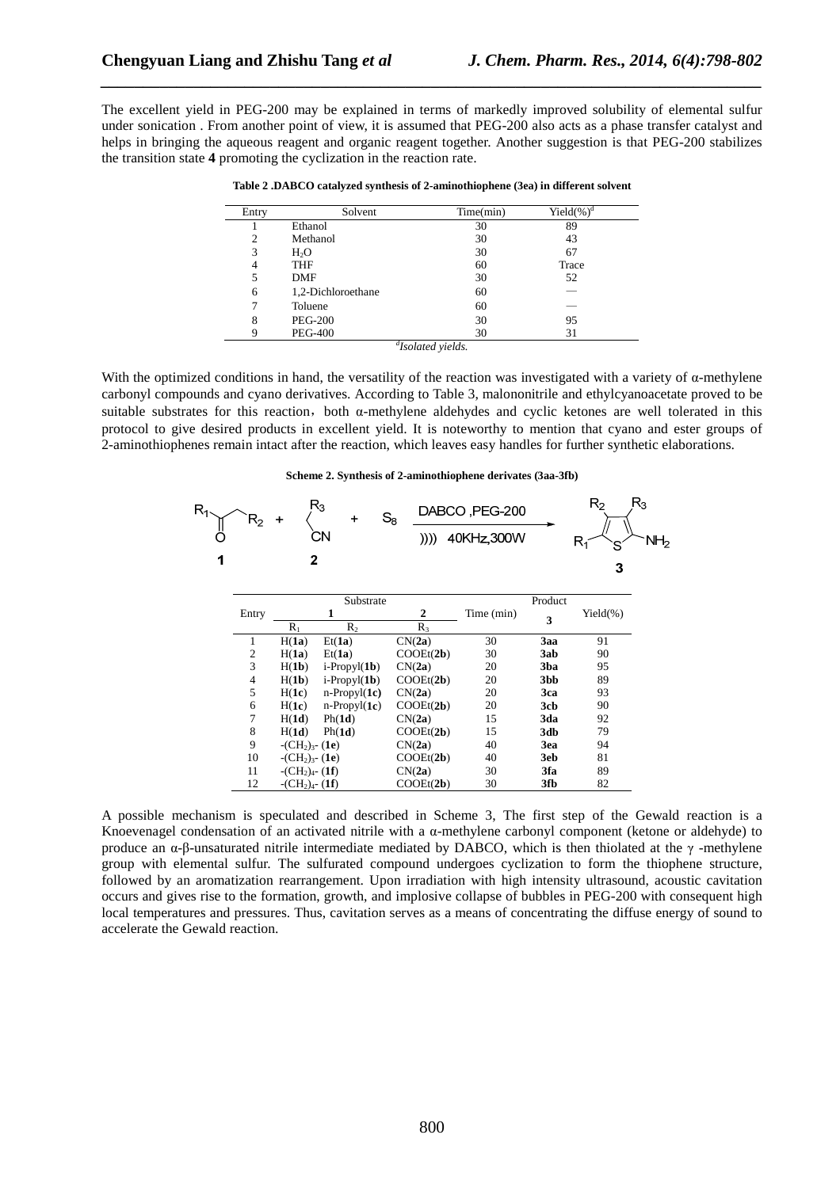The excellent yield in PEG-200 may be explained in terms of markedly improved solubility of elemental sulfur under sonication . From another point of view, it is assumed that PEG-200 also acts as a phase transfer catalyst and helps in bringing the aqueous reagent and organic reagent together. Another suggestion is that PEG-200 stabilizes the transition state **4** promoting the cyclization in the reaction rate.

**Table 2 .DABCO catalyzed synthesis of 2-aminothiophene (3ea) in different solvent**

| Entry | Solvent | Time(min) | Yield(%)[d] |
|---|---|---|---|
| 1 | Ethanol | 30 | 89 |
| 2 | Methanol | 30 | 43 |
| 3 | $H_2O$ | 30 | 67 |
| 4 | THF | 60 | Trace |
| 5 | DMF | 30 | 52 |
| 6 | 1,2-Dichloroethane | 60 | — |
| 7 | Toluene | 60 | — |
| 8 | PEG-200 | 30 | 95 |
| 9 | PEG-400 | 30 | 31 |

[d]*Isolated yields.*

With the optimized conditions in hand, the versatility of the reaction was investigated with a variety of α-methylene carbonyl compounds and cyano derivatives. According to Table 3, malononitrile and ethylcyanoacetate proved to be suitable substrates for this reaction，both α-methylene aldehydes and cyclic ketones are well tolerated in this protocol to give desired products in excellent yield. It is noteworthy to mention that cyano and ester groups of 2-aminothiophenes remain intact after the reaction, which leaves easy handles for further synthetic elaborations.

**Scheme 2. Synthesis of 2-aminothiophene derivates (3aa-3fb)**

$R_1C(O)CH_2R_2$ (**1**) + $R_3CH_2CN$ (**2**) + $S_8$ → (DABCO ,PEG-200; )))) 40KHz,300W) → 2-aminothiophene **3** ($R_1$, $R_2$, $R_3$, $NH_2$)

| Entry | Substrate 1 $R_1$ | Substrate 1 $R_2$ | Substrate 2 $R_3$ | Time (min) | Product 3 | Yield(%) |
|---|---|---|---|---|---|---|
| 1 | H(**1a**) | Et(**1a**) | CN(**2a**) | 30 | **3aa** | 91 |
| 2 | H(**1a**) | Et(**1a**) | COOEt(**2b**) | 30 | **3ab** | 90 |
| 3 | H(**1b**) | i-Propyl(**1b**) | CN(**2a**) | 20 | **3ba** | 95 |
| 4 | H(**1b**) | i-Propyl(**1b**) | COOEt(**2b**) | 20 | **3bb** | 89 |
| 5 | H(**1c**) | n-Propyl(**1c**) | CN(**2a**) | 20 | **3ca** | 93 |
| 6 | H(**1c**) | n-Propyl(**1c**) | COOEt(**2b**) | 20 | **3cb** | 90 |
| 7 | H(**1d**) | Ph(**1d**) | CN(**2a**) | 15 | **3da** | 92 |
| 8 | H(**1d**) | Ph(**1d**) | COOEt(**2b**) | 15 | **3db** | 79 |
| 9 | $-(CH_2)_3-$ (**1e**) | | CN(**2a**) | 40 | **3ea** | 94 |
| 10 | $-(CH_2)_3-$ (**1e**) | | COOEt(**2b**) | 40 | **3eb** | 81 |
| 11 | $-(CH_2)_4-$ (**1f**) | | CN(**2a**) | 30 | **3fa** | 89 |
| 12 | $-(CH_2)_4-$ (**1f**) | | COOEt(**2b**) | 30 | **3fb** | 82 |

A possible mechanism is speculated and described in Scheme 3, The first step of the Gewald reaction is a Knoevenagel condensation of an activated nitrile with a α-methylene carbonyl component (ketone or aldehyde) to produce an α-β-unsaturated nitrile intermediate mediated by DABCO, which is then thiolated at the γ -methylene group with elemental sulfur. The sulfurated compound undergoes cyclization to form the thiophene structure, followed by an aromatization rearrangement. Upon irradiation with high intensity ultrasound, acoustic cavitation occurs and gives rise to the formation, growth, and implosive collapse of bubbles in PEG-200 with consequent high local temperatures and pressures. Thus, cavitation serves as a means of concentrating the diffuse energy of sound to accelerate the Gewald reaction.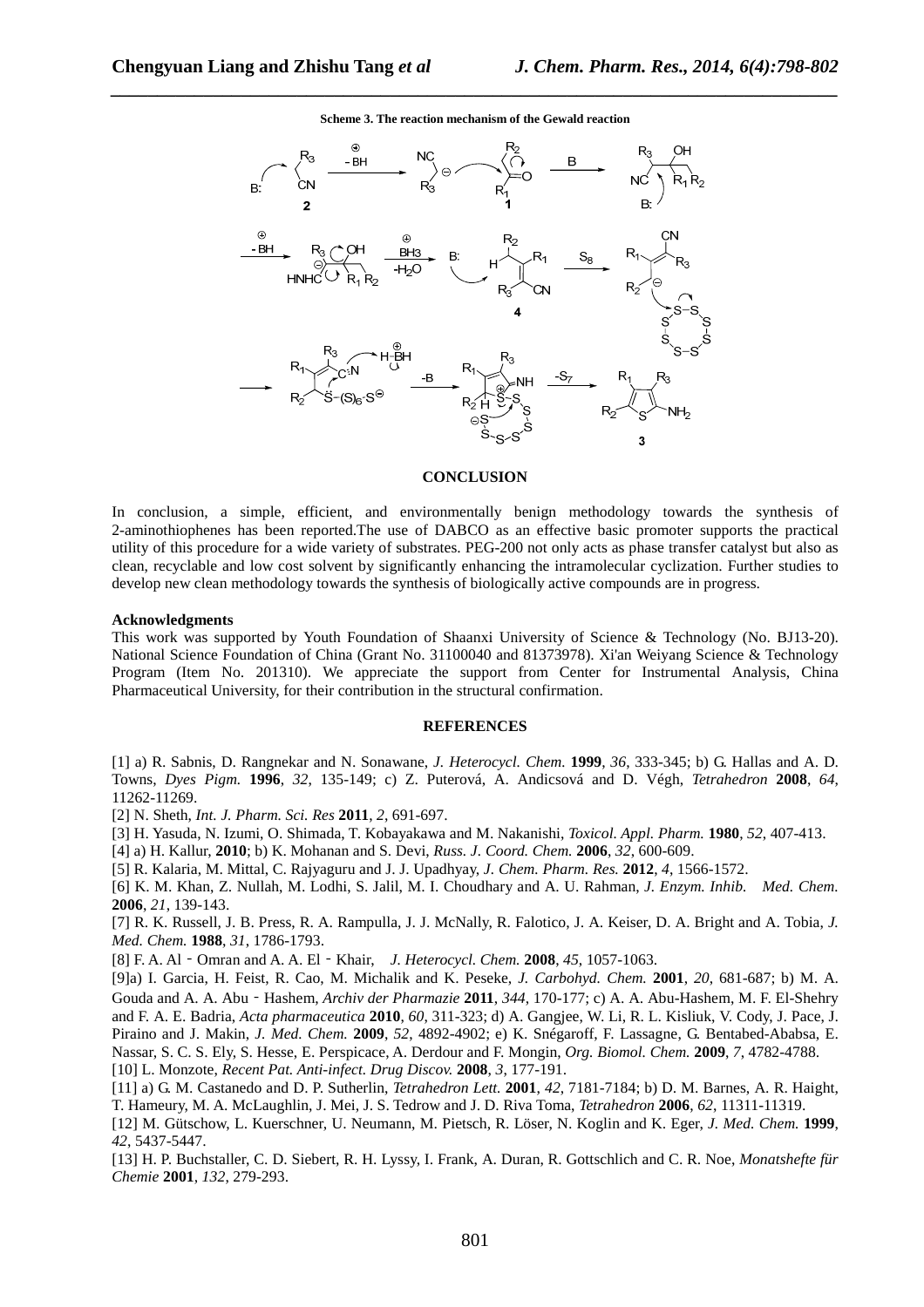**Scheme 3. The reaction mechanism of the Gewald reaction**

## CONCLUSION

In conclusion, a simple, efficient, and environmentally benign methodology towards the synthesis of 2-aminothiophenes has been reported.The use of DABCO as an effective basic promoter supports the practical utility of this procedure for a wide variety of substrates. PEG-200 not only acts as phase transfer catalyst but also as clean, recyclable and low cost solvent by significantly enhancing the intramolecular cyclization. Further studies to develop new clean methodology towards the synthesis of biologically active compounds are in progress.

### Acknowledgments

This work was supported by Youth Foundation of Shaanxi University of Science & Technology (No. BJ13-20). National Science Foundation of China (Grant No. 31100040 and 81373978). Xi'an Weiyang Science & Technology Program (Item No. 201310). We appreciate the support from Center for Instrumental Analysis, China Pharmaceutical University, for their contribution in the structural confirmation.

## REFERENCES

[1] a) R. Sabnis, D. Rangnekar and N. Sonawane, *J. Heterocycl. Chem.* **1999**, *36*, 333-345; b) G. Hallas and A. D. Towns, *Dyes Pigm.* **1996**, *32*, 135-149; c) Z. Puterová, A. Andicsová and D. Végh, *Tetrahedron* **2008**, *64*, 11262-11269.

[2] N. Sheth, *Int. J. Pharm. Sci. Res* **2011**, *2*, 691-697.

[3] H. Yasuda, N. Izumi, O. Shimada, T. Kobayakawa and M. Nakanishi, *Toxicol. Appl. Pharm.* **1980**, *52*, 407-413.

[4] a) H. Kallur, **2010**; b) K. Mohanan and S. Devi, *Russ. J. Coord. Chem.* **2006**, *32*, 600-609.

[5] R. Kalaria, M. Mittal, C. Rajyaguru and J. J. Upadhyay, *J. Chem. Pharm. Res.* **2012**, *4*, 1566-1572.

[6] K. M. Khan, Z. Nullah, M. Lodhi, S. Jalil, M. I. Choudhary and A. U. Rahman, *J. Enzym. Inhib. Med. Chem.* **2006**, *21*, 139-143.

[7] R. K. Russell, J. B. Press, R. A. Rampulla, J. J. McNally, R. Falotico, J. A. Keiser, D. A. Bright and A. Tobia, *J. Med. Chem.* **1988**, *31*, 1786-1793.

[8] F. A. Al‐Omran and A. A. El‐Khair, *J. Heterocycl. Chem.* **2008**, *45*, 1057-1063.

[9]a) I. Garcia, H. Feist, R. Cao, M. Michalik and K. Peseke, *J. Carbohyd. Chem.* **2001**, *20*, 681-687; b) M. A. Gouda and A. A. Abu‐Hashem, *Archiv der Pharmazie* **2011**, *344*, 170-177; c) A. A. Abu-Hashem, M. F. El-Shehry and F. A. E. Badria, *Acta pharmaceutica* **2010**, *60*, 311-323; d) A. Gangjee, W. Li, R. L. Kisliuk, V. Cody, J. Pace, J. Piraino and J. Makin, *J. Med. Chem.* **2009**, *52*, 4892-4902; e) K. Snégaroff, F. Lassagne, G. Bentabed-Ababsa, E. Nassar, S. C. S. Ely, S. Hesse, E. Perspicace, A. Derdour and F. Mongin, *Org. Biomol. Chem.* **2009**, *7*, 4782-4788.

[10] L. Monzote, *Recent Pat. Anti-infect. Drug Discov.* **2008**, *3*, 177-191.

[11] a) G. M. Castanedo and D. P. Sutherlin, *Tetrahedron Lett.* **2001**, *42*, 7181-7184; b) D. M. Barnes, A. R. Haight, T. Hameury, M. A. McLaughlin, J. Mei, J. S. Tedrow and J. D. Riva Toma, *Tetrahedron* **2006**, *62*, 11311-11319.

[12] M. Gütschow, L. Kuerschner, U. Neumann, M. Pietsch, R. Löser, N. Koglin and K. Eger, *J. Med. Chem.* **1999**, *42*, 5437-5447.

[13] H. P. Buchstaller, C. D. Siebert, R. H. Lyssy, I. Frank, A. Duran, R. Gottschlich and C. R. Noe, *Monatshefte für Chemie* **2001**, *132*, 279-293.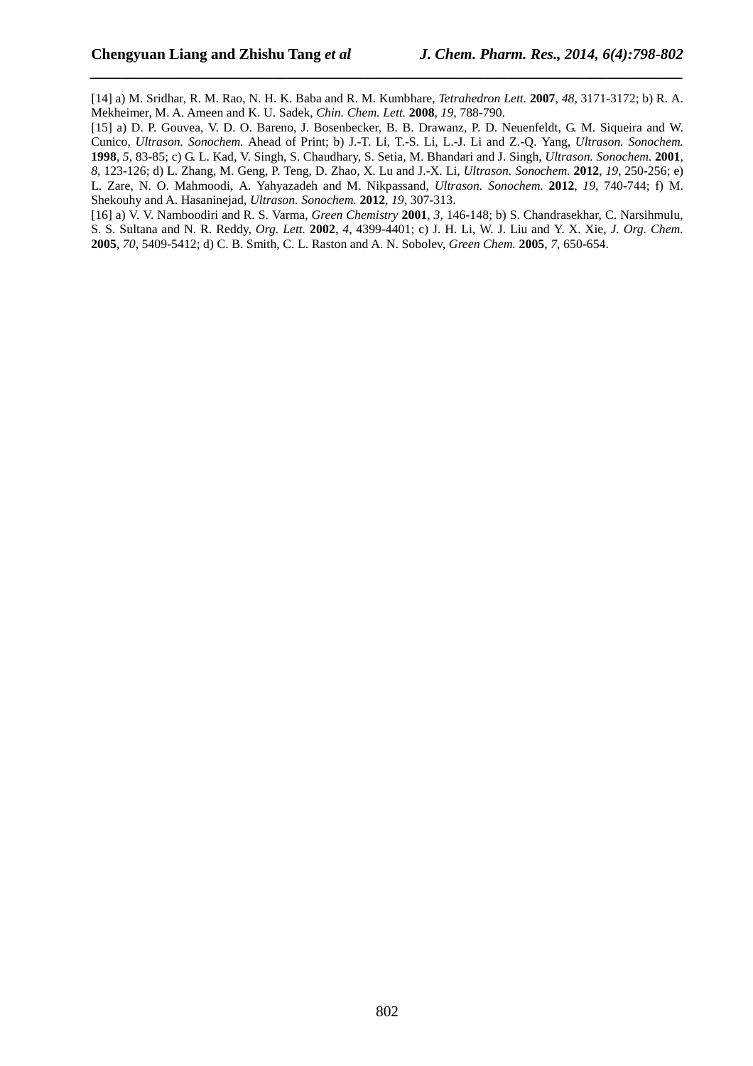[14] a) M. Sridhar, R. M. Rao, N. H. K. Baba and R. M. Kumbhare, *Tetrahedron Lett.* **2007**, *48*, 3171-3172; b) R. A. Mekheimer, M. A. Ameen and K. U. Sadek, *Chin. Chem. Lett.* **2008**, *19*, 788-790.

[15] a) D. P. Gouvea, V. D. O. Bareno, J. Bosenbecker, B. B. Drawanz, P. D. Neuenfeldt, G. M. Siqueira and W. Cunico, *Ultrason. Sonochem.* Ahead of Print; b) J.-T. Li, T.-S. Li, L.-J. Li and Z.-Q. Yang, *Ultrason. Sonochem.* **1998**, *5*, 83-85; c) G. L. Kad, V. Singh, S. Chaudhary, S. Setia, M. Bhandari and J. Singh, *Ultrason. Sonochem.* **2001**, *8*, 123-126; d) L. Zhang, M. Geng, P. Teng, D. Zhao, X. Lu and J.-X. Li, *Ultrason. Sonochem.* **2012**, *19*, 250-256; e) L. Zare, N. O. Mahmoodi, A. Yahyazadeh and M. Nikpassand, *Ultrason. Sonochem.* **2012**, *19*, 740-744; f) M. Shekouhy and A. Hasaninejad, *Ultrason. Sonochem.* **2012**, *19*, 307-313.

[16] a) V. V. Namboodiri and R. S. Varma, *Green Chemistry* **2001**, *3*, 146-148; b) S. Chandrasekhar, C. Narsihmulu, S. S. Sultana and N. R. Reddy, *Org. Lett.* **2002**, *4*, 4399-4401; c) J. H. Li, W. J. Liu and Y. X. Xie, *J. Org. Chem.* **2005**, *70*, 5409-5412; d) C. B. Smith, C. L. Raston and A. N. Sobolev, *Green Chem.* **2005**, *7*, 650-654.